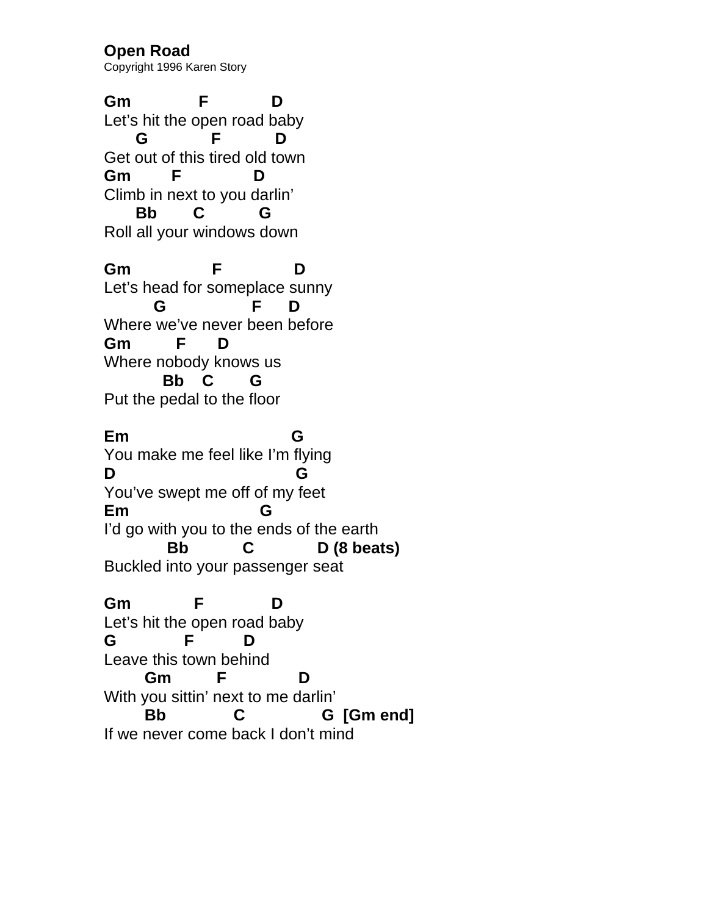**Open Road**
Copyright 1996 Karen Story

```
Gm              F             D
Let's hit the open road baby
      G             F           D
Get out of this tired old town
Gm        F              D
Climb in next to you darlin'
      Bb       C           G
Roll all your windows down

Gm                 F              D
Let's head for someplace sunny
         G                 F      D
Where we've never been before
Gm         F       D
Where nobody knows us
           Bb    C        G
Put the pedal to the floor

Em                              G
You make me feel like I'm flying
D                                 G
You've swept me off of my feet
Em                          G
I'd go with you to the ends of the earth
            Bb          C            D (8 beats)
Buckled into your passenger seat

Gm             F              D
Let's hit the open road baby
G              F          D
Leave this town behind
        Gm         F              D
With you sittin' next to me darlin'
        Bb             C               G  [Gm end]
If we never come back I don't mind
```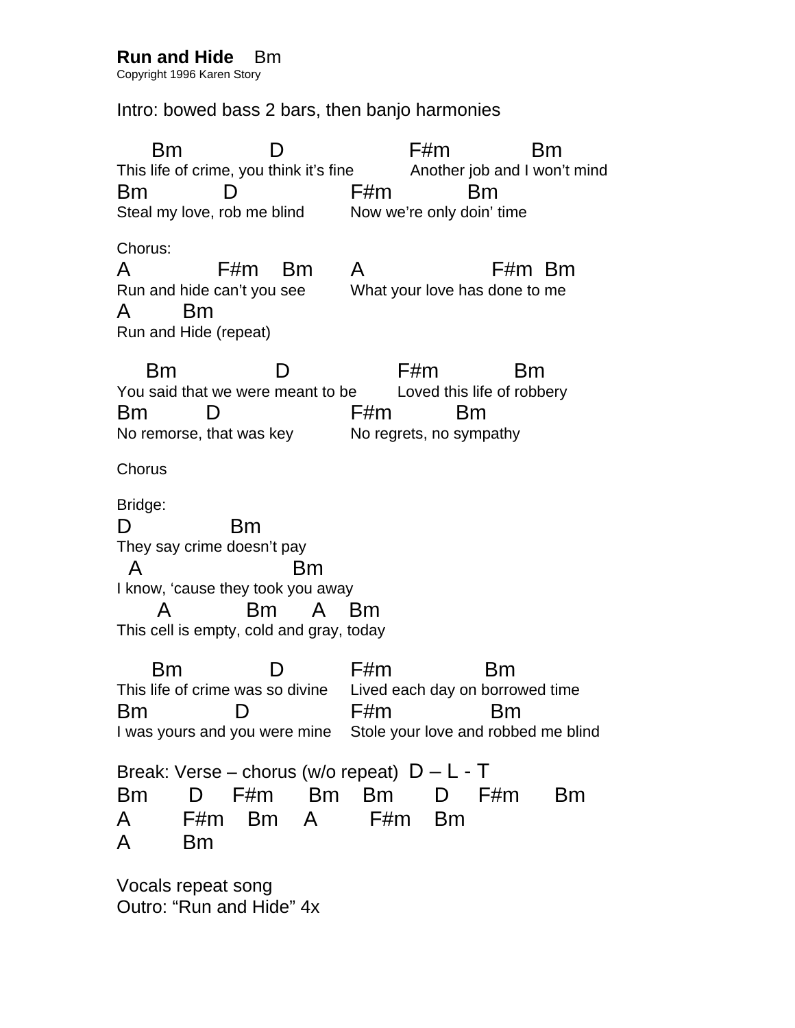**Run and Hide** Bm
Copyright 1996 Karen Story

Intro: bowed bass 2 bars, then banjo harmonies

```
      Bm              D                      F#m             Bm
This life of crime, you think it's fine           Another job and I won't mind
Bm             D                    F#m            Bm
Steal my love, rob me blind         Now we're only doin' time
```

Chorus:

```
A              F#m    Bm      A                   F#m  Bm
Run and hide can't you see        What your love has done to me
A        Bm
Run and Hide (repeat)
```

```
     Bm                 D                   F#m             Bm
You said that we were meant to be        Loved this life of robbery
Bm          D                       F#m           Bm
No remorse, that was key            No regrets, no sympathy
```

Chorus

Bridge:

```
D                Bm
They say crime doesn't pay
  A                        Bm
I know, 'cause they took you away
       A             Bm      A    Bm
This cell is empty, cold and gray, today
```

```
      Bm              D           F#m               Bm
This life of crime was so divine    Lived each day on borrowed time
Bm              D                 F#m                Bm
I was yours and you were mine     Stole your love and robbed me blind
```

Break: Verse – chorus (w/o repeat) D – L - T

```
Bm      D     F#m      Bm    Bm      D     F#m      Bm
A       F#m    Bm     A        F#m    Bm
A       Bm
```

Vocals repeat song
Outro: "Run and Hide" 4x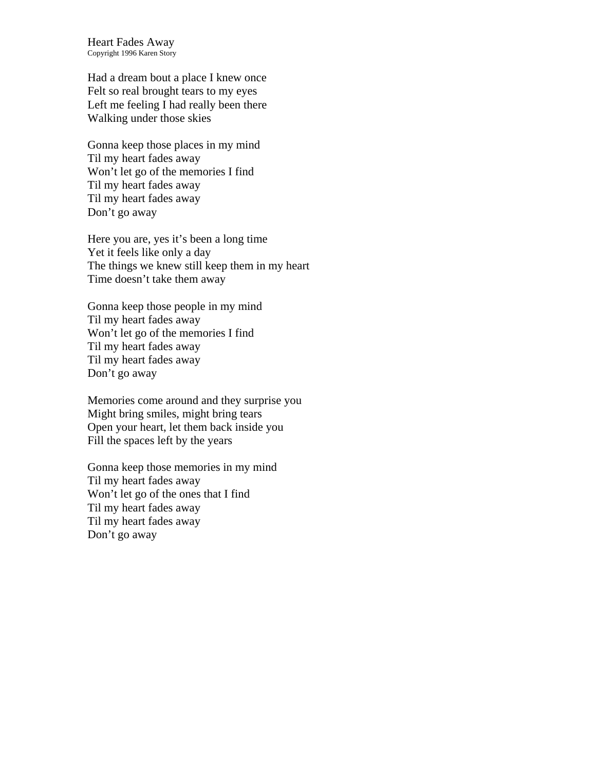Heart Fades Away
Copyright 1996 Karen Story

Had a dream bout a place I knew once
Felt so real brought tears to my eyes
Left me feeling I had really been there
Walking under those skies

Gonna keep those places in my mind
Til my heart fades away
Won't let go of the memories I find
Til my heart fades away
Til my heart fades away
Don't go away

Here you are, yes it's been a long time
Yet it feels like only a day
The things we knew still keep them in my heart
Time doesn't take them away

Gonna keep those people in my mind
Til my heart fades away
Won't let go of the memories I find
Til my heart fades away
Til my heart fades away
Don't go away

Memories come around and they surprise you
Might bring smiles, might bring tears
Open your heart, let them back inside you
Fill the spaces left by the years

Gonna keep those memories in my mind
Til my heart fades away
Won't let go of the ones that I find
Til my heart fades away
Til my heart fades away
Don't go away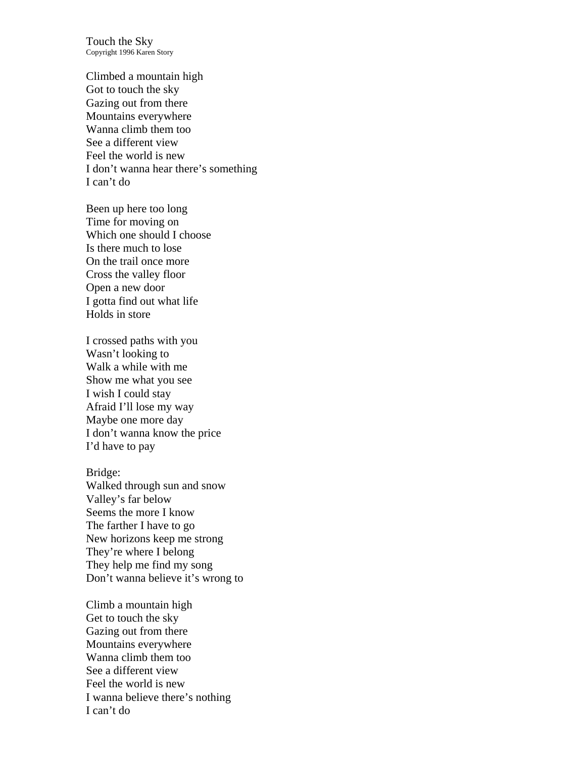Touch the Sky
Copyright 1996 Karen Story

Climbed a mountain high
Got to touch the sky
Gazing out from there
Mountains everywhere
Wanna climb them too
See a different view
Feel the world is new
I don't wanna hear there's something
I can't do

Been up here too long
Time for moving on
Which one should I choose
Is there much to lose
On the trail once more
Cross the valley floor
Open a new door
I gotta find out what life
Holds in store

I crossed paths with you
Wasn't looking to
Walk a while with me
Show me what you see
I wish I could stay
Afraid I'll lose my way
Maybe one more day
I don't wanna know the price
I'd have to pay

Bridge:
Walked through sun and snow
Valley's far below
Seems the more I know
The farther I have to go
New horizons keep me strong
They're where I belong
They help me find my song
Don't wanna believe it's wrong to

Climb a mountain high
Get to touch the sky
Gazing out from there
Mountains everywhere
Wanna climb them too
See a different view
Feel the world is new
I wanna believe there's nothing
I can't do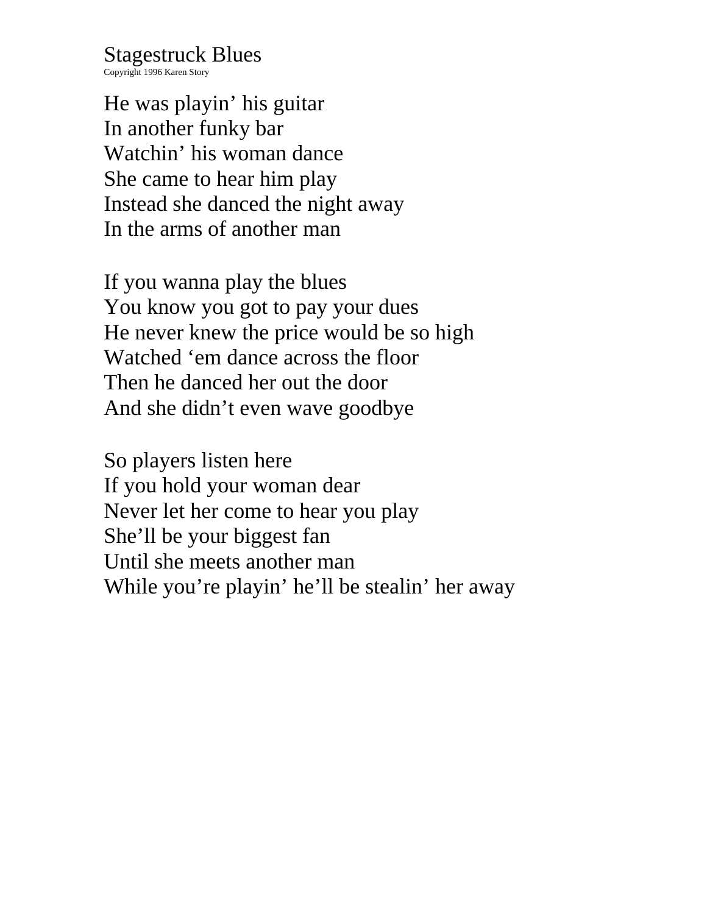# Stagestruck Blues

Copyright 1996 Karen Story

He was playin' his guitar
In another funky bar
Watchin' his woman dance
She came to hear him play
Instead she danced the night away
In the arms of another man

If you wanna play the blues
You know you got to pay your dues
He never knew the price would be so high
Watched 'em dance across the floor
Then he danced her out the door
And she didn't even wave goodbye

So players listen here
If you hold your woman dear
Never let her come to hear you play
She'll be your biggest fan
Until she meets another man
While you're playin' he'll be stealin' her away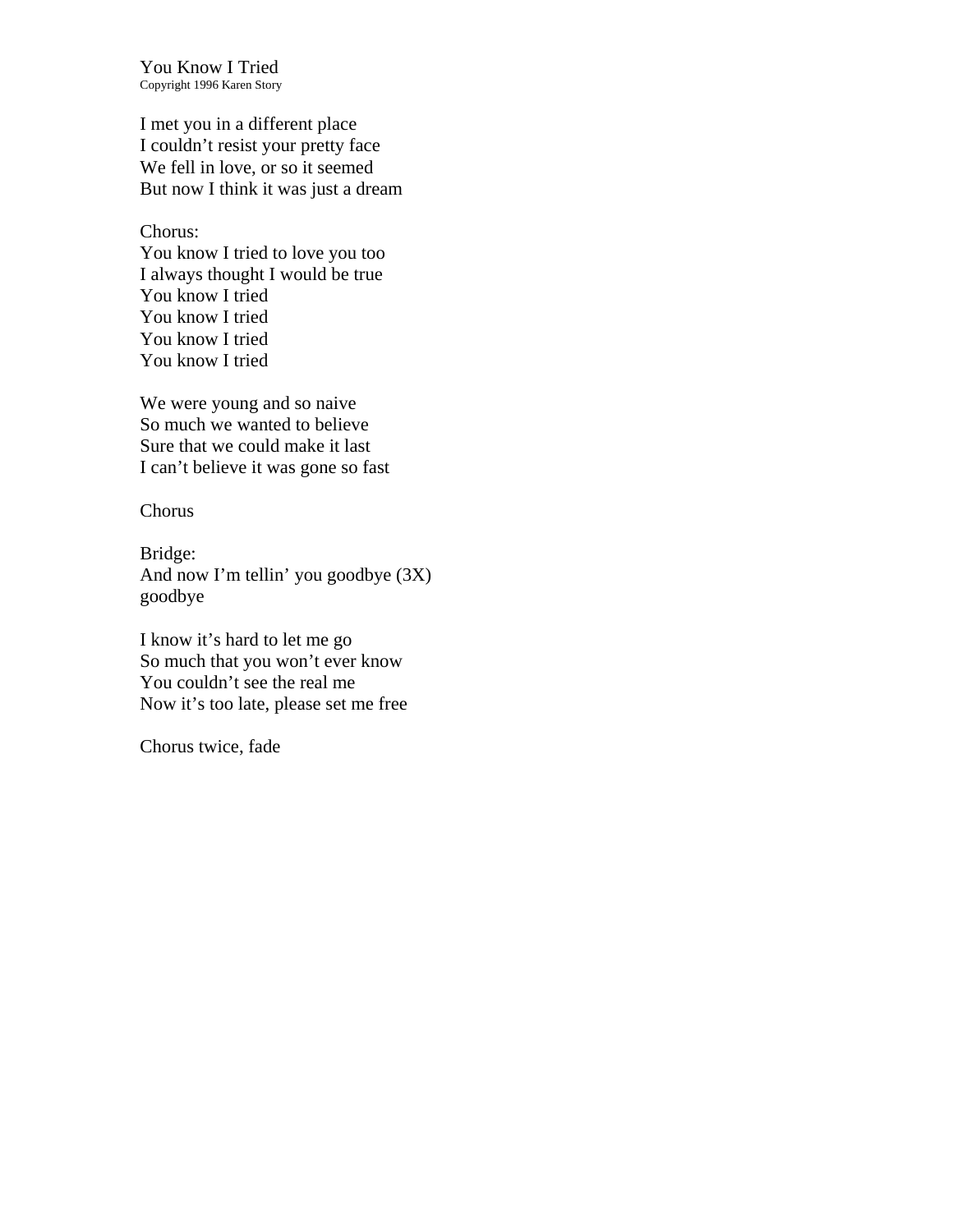# You Know I Tried

Copyright 1996 Karen Story

I met you in a different place
I couldn't resist your pretty face
We fell in love, or so it seemed
But now I think it was just a dream

Chorus:
You know I tried to love you too
I always thought I would be true
You know I tried
You know I tried
You know I tried
You know I tried

We were young and so naive
So much we wanted to believe
Sure that we could make it last
I can't believe it was gone so fast

Chorus

Bridge:
And now I'm tellin' you goodbye (3X)
goodbye

I know it's hard to let me go
So much that you won't ever know
You couldn't see the real me
Now it's too late, please set me free

Chorus twice, fade